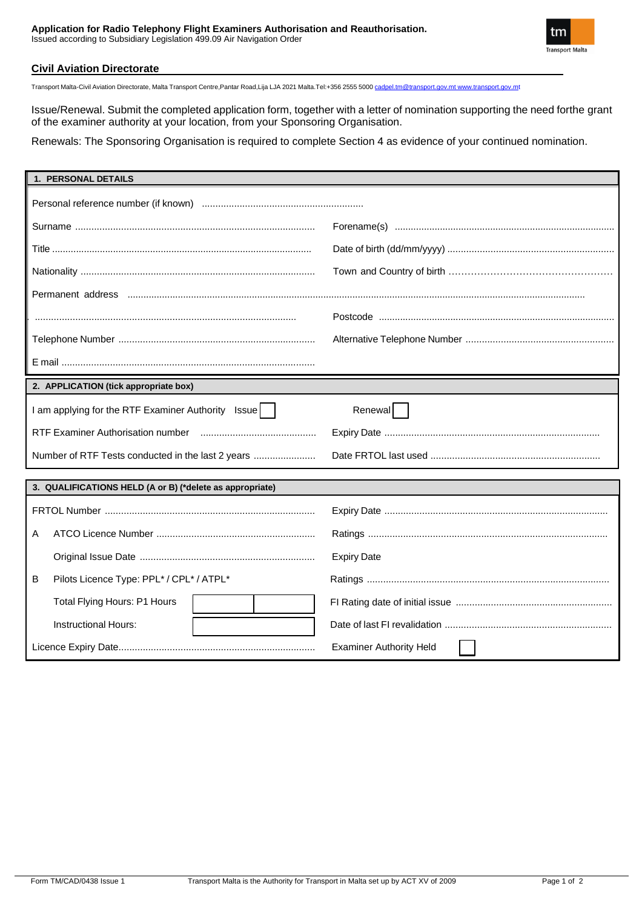**Application for Radio Telephony Flight Examiners Authorisation and Reauthorisation.**
Issued according to Subsidiary Legislation 499.09 Air Navigation Order

## Civil Aviation Directorate

Transport Malta-Civil Aviation Directorate, Malta Transport Centre,Pantar Road,Lija LJA 2021 Malta.Tel:+356 2555 5000 cadpel.tm@transport.gov.mt www.transport.gov.mt

Issue/Renewal. Submit the completed application form, together with a letter of nomination supporting the need forthe grant of the examiner authority at your location, from your Sponsoring Organisation.

Renewals: The Sponsoring Organisation is required to complete Section 4 as evidence of your continued nomination.

| **1. PERSONAL DETAILS** | |
|---|---|
| Personal reference number (if known) ........................................................... | |
| Surname ........................................................................................ | Forename(s) .................................................................................. |
| Title ................................................................................................. | Date of birth (dd/mm/yyyy) .............................................................. |
| Nationality ...................................................................................... | Town and Country of birth …………………………………………… |
| Permanent address ........................................................................................................................................................................ | |
| ................................................................................................ | Postcode ........................................................................................ |
| Telephone Number ........................................................................ | Alternative Telephone Number ....................................................... |
| E mail .............................................................................................. | |

| **2. APPLICATION (tick appropriate box)** | |
|---|---|
| I am applying for the RTF Examiner Authority Issue ☐ | Renewal ☐ |
| RTF Examiner Authorisation number ........................................... | Expiry Date ............................................................................... |
| Number of RTF Tests conducted in the last 2 years ....................... | Date FRTOL last used .............................................................. |

| **3. QUALIFICATIONS HELD (A or B) (*delete as appropriate)** | | |
|---|---|---|
| | FRTOL Number ............................................................................ | Expiry Date .................................................................................. |
| A | ATCO Licence Number .......................................................... | Ratings ........................................................................................ |
| | Original Issue Date ................................................................ | Expiry Date |
| B | Pilots Licence Type: PPL* / CPL* / ATPL* | Ratings ......................................................................................... |
| | Total Flying Hours: P1 Hours | FI Rating date of initial issue ......................................................... |
| | Instructional Hours: | Date of last FI revalidation ............................................................. |
| | Licence Expiry Date........................................................................ | Examiner Authority Held ☐ |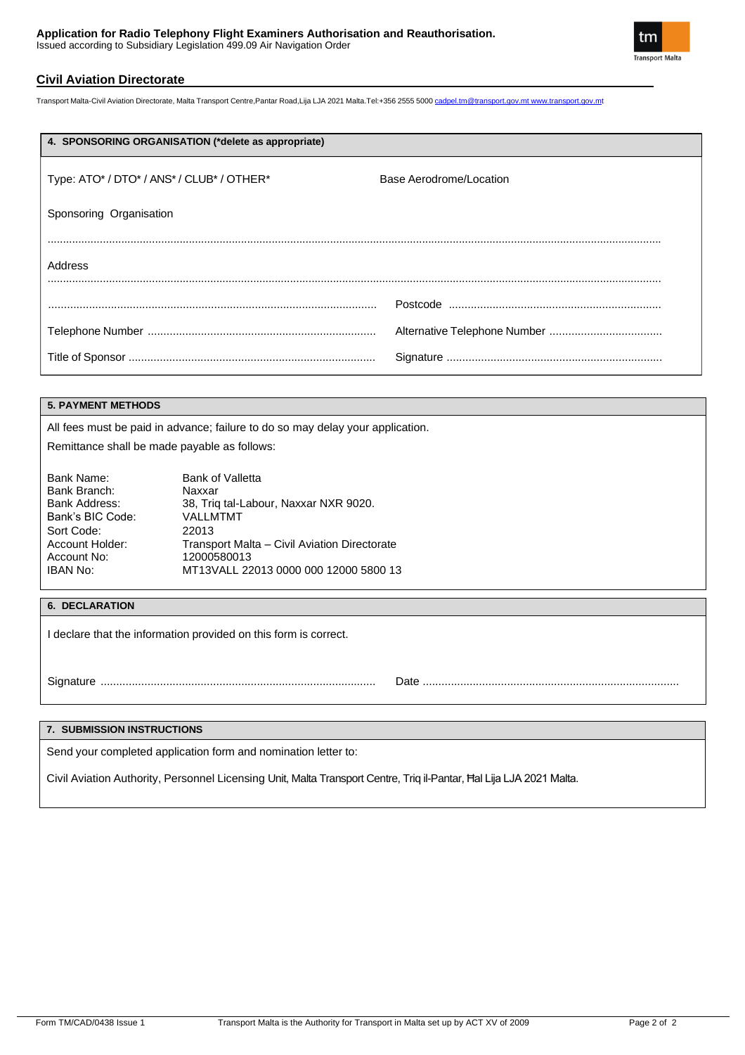## 4. SPONSORING ORGANISATION (*delete as appropriate)

Type: ATO* / DTO* / ANS* / CLUB* / OTHER*          Base Aerodrome/Location

Sponsoring Organisation

..............................................................................................................................................................................................

Address
..............................................................................................................................................................................................

.......................................................................................................          Postcode ...................................................................

Telephone Number ........................................................................          Alternative Telephone Number ....................................

Title of Sponsor ..............................................................................          Signature .....................................................................

## 5. PAYMENT METHODS

All fees must be paid in advance; failure to do so may delay your application.

Remittance shall be made payable as follows:

| | |
|---|---|
| Bank Name: | Bank of Valletta |
| Bank Branch: | Naxxar |
| Bank Address: | 38, Triq tal-Labour, Naxxar NXR 9020. |
| Bank's BIC Code: | VALLMTMT |
| Sort Code: | 22013 |
| Account Holder: | Transport Malta – Civil Aviation Directorate |
| Account No: | 12000580013 |
| IBAN No: | MT13VALL 22013 0000 000 12000 5800 13 |

## 6. DECLARATION

I declare that the information provided on this form is correct.

Signature .......................................................................................          Date .................................................................................

## 7. SUBMISSION INSTRUCTIONS

Send your completed application form and nomination letter to:

Civil Aviation Authority, Personnel Licensing Unit, Malta Transport Centre, Triq il-Pantar, Ħal Lija LJA 2021 Malta.